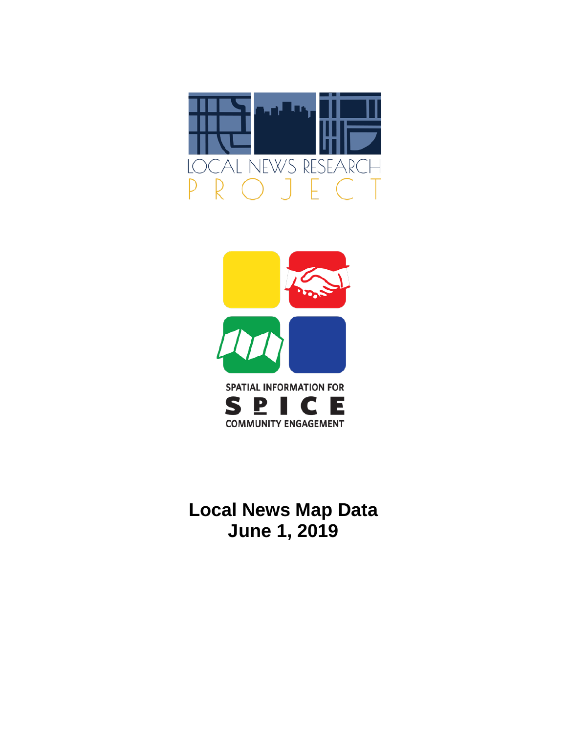LOCAL NEWS RESEARCH PROJECT

SPATIAL INFORMATION FOR COMMUNITY ENGAGEMENT

SPICE

# Local News Map Data
# June 1, 2019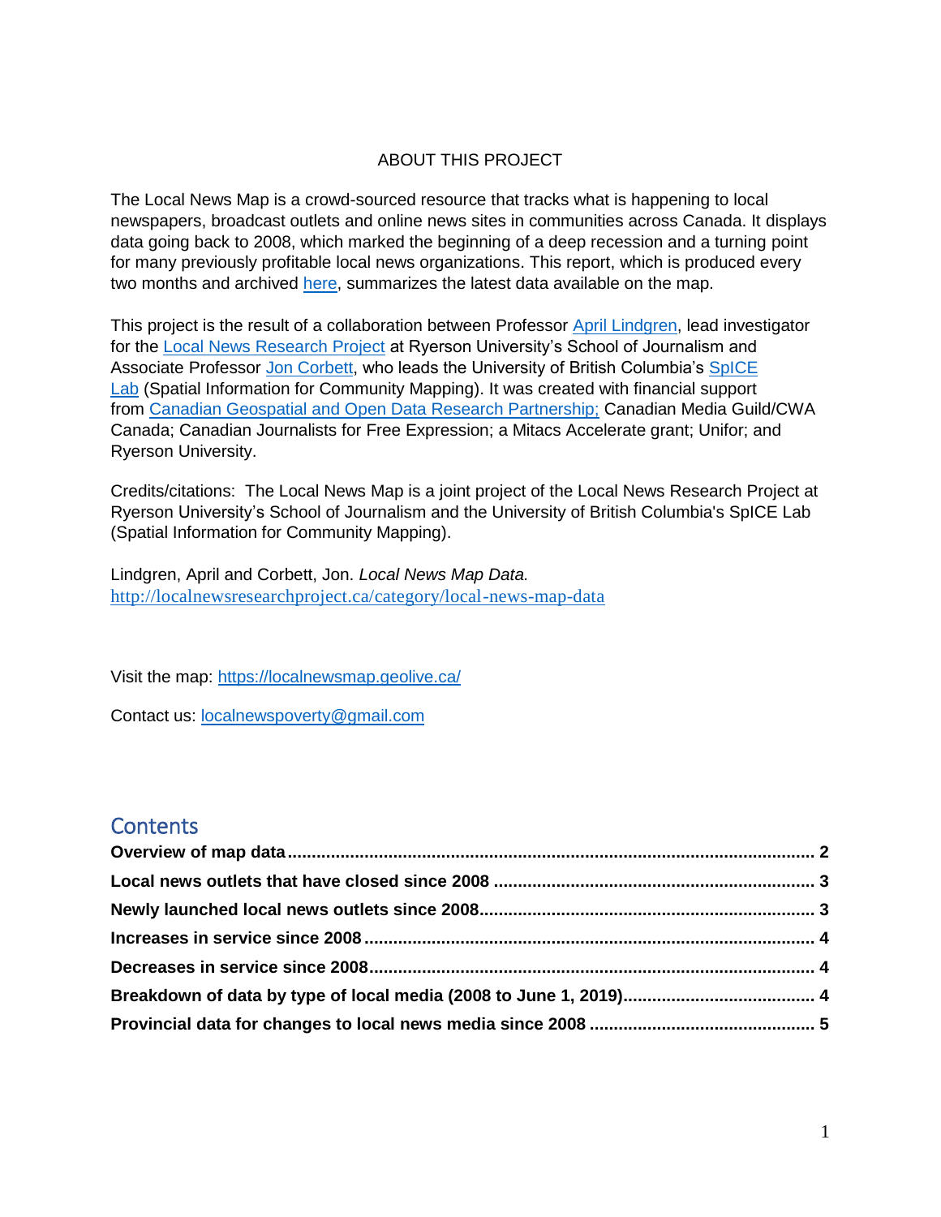ABOUT THIS PROJECT

The Local News Map is a crowd-sourced resource that tracks what is happening to local newspapers, broadcast outlets and online news sites in communities across Canada. It displays data going back to 2008, which marked the beginning of a deep recession and a turning point for many previously profitable local news organizations. This report, which is produced every two months and archived here, summarizes the latest data available on the map.

This project is the result of a collaboration between Professor April Lindgren, lead investigator for the Local News Research Project at Ryerson University's School of Journalism and Associate Professor Jon Corbett, who leads the University of British Columbia's SpICE Lab (Spatial Information for Community Mapping). It was created with financial support from Canadian Geospatial and Open Data Research Partnership; Canadian Media Guild/CWA Canada; Canadian Journalists for Free Expression; a Mitacs Accelerate grant; Unifor; and Ryerson University.

Credits/citations: The Local News Map is a joint project of the Local News Research Project at Ryerson University's School of Journalism and the University of British Columbia's SpICE Lab (Spatial Information for Community Mapping).

Lindgren, April and Corbett, Jon. *Local News Map Data.* http://localnewsresearchproject.ca/category/local-news-map-data

Visit the map: https://localnewsmap.geolive.ca/

Contact us: localnewspoverty@gmail.com

## Contents

**Overview of map data** ..... **2**
**Local news outlets that have closed since 2008** ..... **3**
**Newly launched local news outlets since 2008** ..... **3**
**Increases in service since 2008** ..... **4**
**Decreases in service since 2008** ..... **4**
**Breakdown of data by type of local media (2008 to June 1, 2019)** ..... **4**
**Provincial data for changes to local news media since 2008** ..... **5**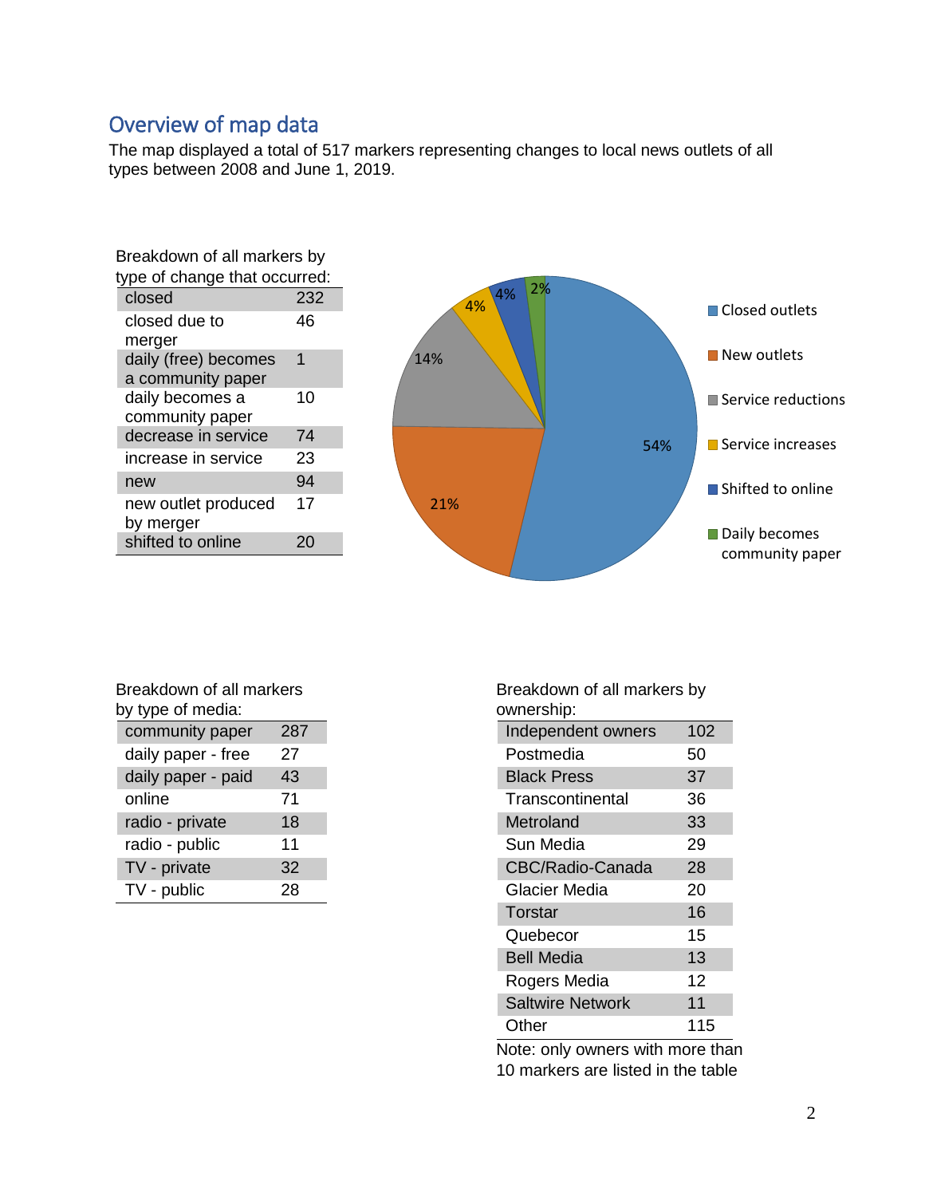## Overview of map data

The map displayed a total of 517 markers representing changes to local news outlets of all types between 2008 and June 1, 2019.

Breakdown of all markers by type of change that occurred:

| | |
|---|---|
| closed | 232 |
| closed due to merger | 46 |
| daily (free) becomes a community paper | 1 |
| daily becomes a community paper | 10 |
| decrease in service | 74 |
| increase in service | 23 |
| new | 94 |
| new outlet produced by merger | 17 |
| shifted to online | 20 |

Closed outlets 54%, New outlets 21%, Service reductions 14%, Service increases 4%, Shifted to online 4%, Daily becomes community paper 2%

Breakdown of all markers by type of media:

| | |
|---|---|
| community paper | 287 |
| daily paper - free | 27 |
| daily paper - paid | 43 |
| online | 71 |
| radio - private | 18 |
| radio - public | 11 |
| TV - private | 32 |
| TV - public | 28 |

Breakdown of all markers by ownership:

| | |
|---|---|
| Independent owners | 102 |
| Postmedia | 50 |
| Black Press | 37 |
| Transcontinental | 36 |
| Metroland | 33 |
| Sun Media | 29 |
| CBC/Radio-Canada | 28 |
| Glacier Media | 20 |
| Torstar | 16 |
| Quebecor | 15 |
| Bell Media | 13 |
| Rogers Media | 12 |
| Saltwire Network | 11 |
| Other | 115 |

Note: only owners with more than 10 markers are listed in the table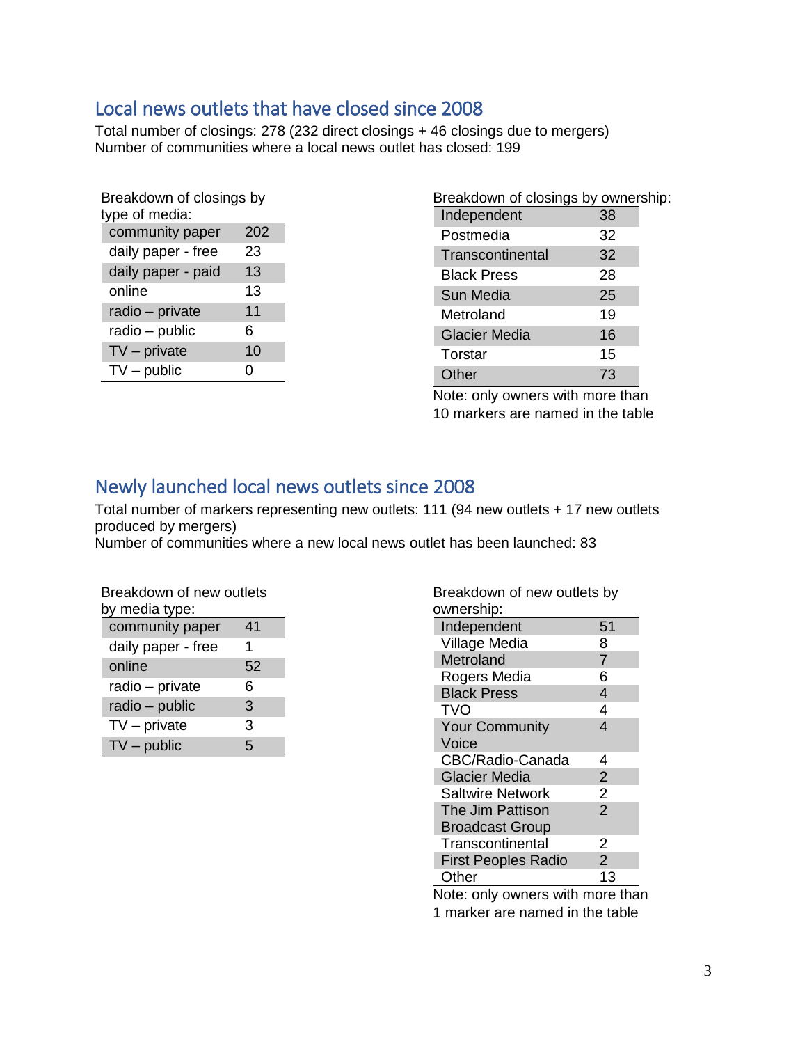## Local news outlets that have closed since 2008

Total number of closings: 278 (232 direct closings + 46 closings due to mergers)
Number of communities where a local news outlet has closed: 199

Breakdown of closings by type of media:

| Type of media | Closings |
|---|---|
| community paper | 202 |
| daily paper - free | 23 |
| daily paper - paid | 13 |
| online | 13 |
| radio – private | 11 |
| radio – public | 6 |
| TV – private | 10 |
| TV – public | 0 |

Breakdown of closings by ownership:

| Owner | Closings |
|---|---|
| Independent | 38 |
| Postmedia | 32 |
| Transcontinental | 32 |
| Black Press | 28 |
| Sun Media | 25 |
| Metroland | 19 |
| Glacier Media | 16 |
| Torstar | 15 |
| Other | 73 |

Note: only owners with more than 10 markers are named in the table

## Newly launched local news outlets since 2008

Total number of markers representing new outlets: 111 (94 new outlets + 17 new outlets produced by mergers)
Number of communities where a new local news outlet has been launched: 83

Breakdown of new outlets by media type:

| Media type | New outlets |
|---|---|
| community paper | 41 |
| daily paper - free | 1 |
| online | 52 |
| radio – private | 6 |
| radio – public | 3 |
| TV – private | 3 |
| TV – public | 5 |

Breakdown of new outlets by ownership:

| Owner | New outlets |
|---|---|
| Independent | 51 |
| Village Media | 8 |
| Metroland | 7 |
| Rogers Media | 6 |
| Black Press | 4 |
| TVO | 4 |
| Your Community Voice | 4 |
| CBC/Radio-Canada | 4 |
| Glacier Media | 2 |
| Saltwire Network | 2 |
| The Jim Pattison Broadcast Group | 2 |
| Transcontinental | 2 |
| First Peoples Radio | 2 |
| Other | 13 |

Note: only owners with more than 1 marker are named in the table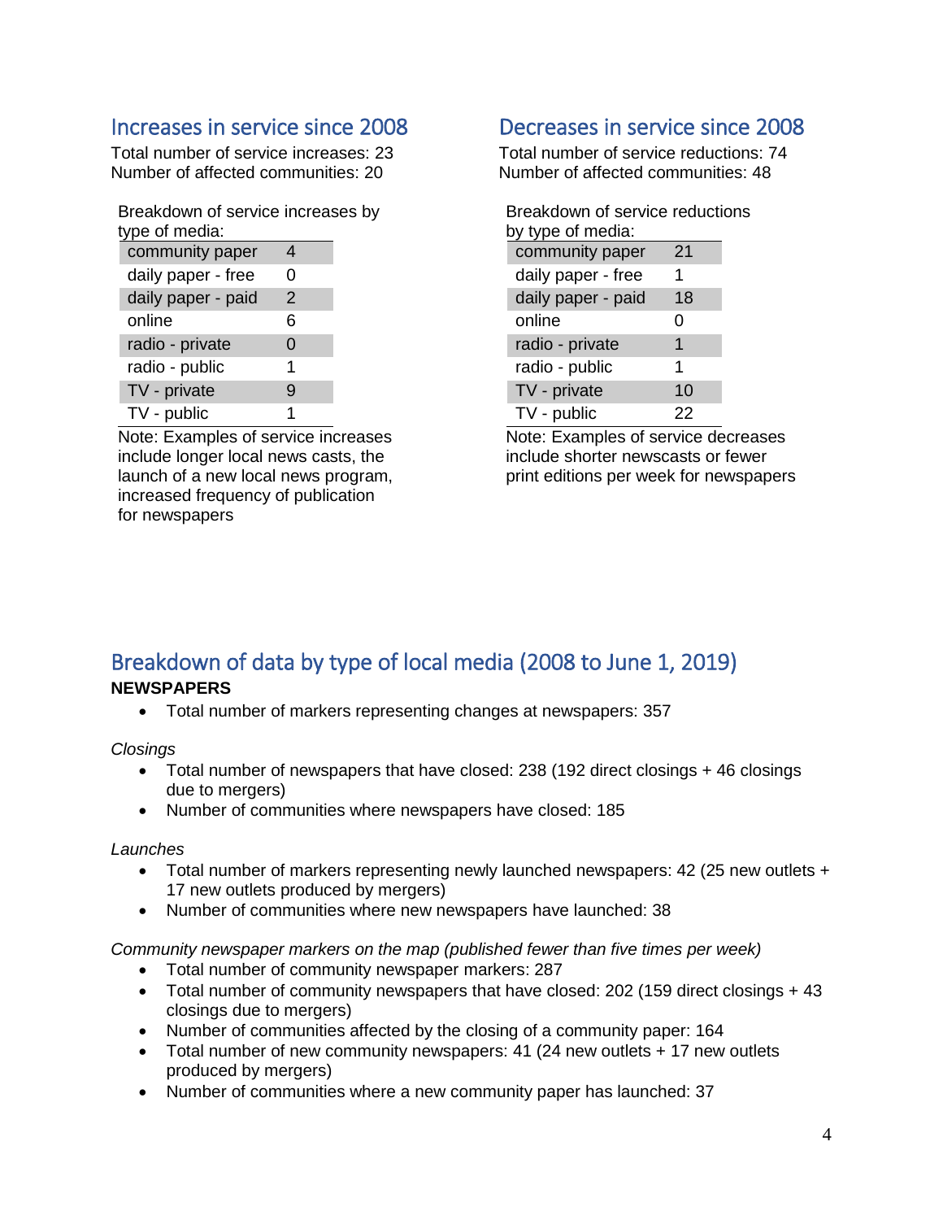## Increases in service since 2008

Total number of service increases: 23
Number of affected communities: 20

Breakdown of service increases by type of media:

| | |
|---|---|
| community paper | 4 |
| daily paper - free | 0 |
| daily paper - paid | 2 |
| online | 6 |
| radio - private | 0 |
| radio - public | 1 |
| TV - private | 9 |
| TV - public | 1 |

Note: Examples of service increases include longer local news casts, the launch of a new local news program, increased frequency of publication for newspapers

## Decreases in service since 2008

Total number of service reductions: 74
Number of affected communities: 48

Breakdown of service reductions by type of media:

| | |
|---|---|
| community paper | 21 |
| daily paper - free | 1 |
| daily paper - paid | 18 |
| online | 0 |
| radio - private | 1 |
| radio - public | 1 |
| TV - private | 10 |
| TV - public | 22 |

Note: Examples of service decreases include shorter newscasts or fewer print editions per week for newspapers

## Breakdown of data by type of local media (2008 to June 1, 2019)

**NEWSPAPERS**

- Total number of markers representing changes at newspapers: 357

*Closings*

- Total number of newspapers that have closed: 238 (192 direct closings + 46 closings due to mergers)
- Number of communities where newspapers have closed: 185

*Launches*

- Total number of markers representing newly launched newspapers: 42 (25 new outlets + 17 new outlets produced by mergers)
- Number of communities where new newspapers have launched: 38

*Community newspaper markers on the map (published fewer than five times per week)*

- Total number of community newspaper markers: 287
- Total number of community newspapers that have closed: 202 (159 direct closings + 43 closings due to mergers)
- Number of communities affected by the closing of a community paper: 164
- Total number of new community newspapers: 41 (24 new outlets + 17 new outlets produced by mergers)
- Number of communities where a new community paper has launched: 37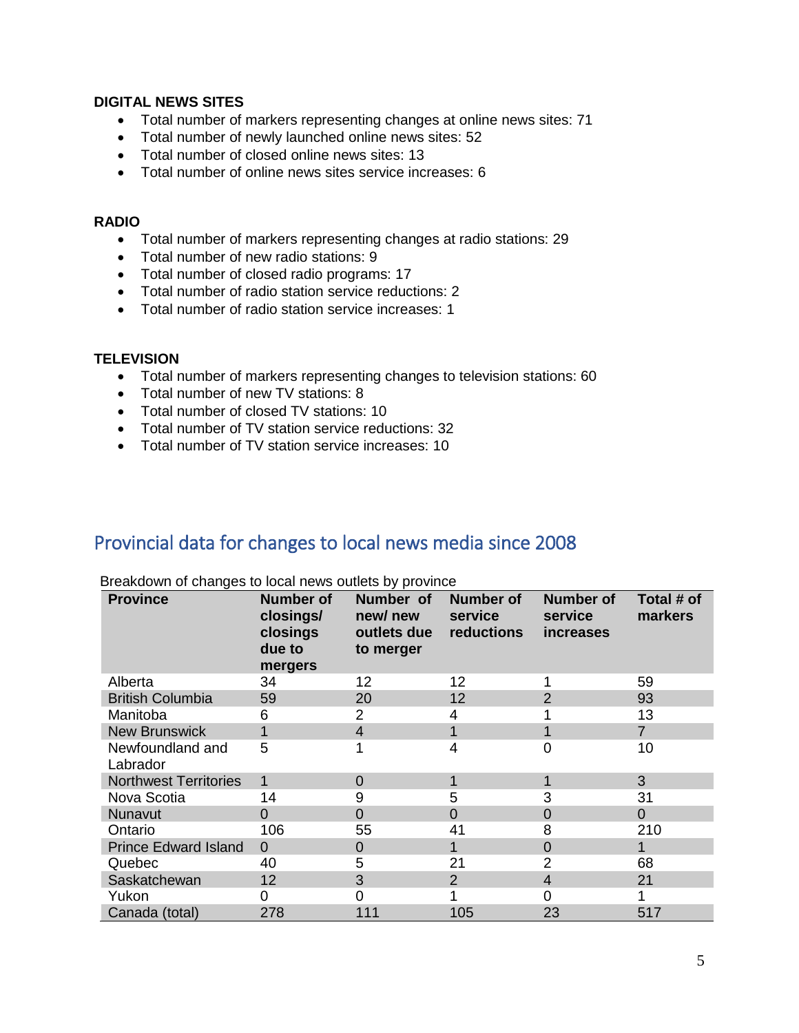**DIGITAL NEWS SITES**

- Total number of markers representing changes at online news sites: 71
- Total number of newly launched online news sites: 52
- Total number of closed online news sites: 13
- Total number of online news sites service increases: 6

**RADIO**

- Total number of markers representing changes at radio stations: 29
- Total number of new radio stations: 9
- Total number of closed radio programs: 17
- Total number of radio station service reductions: 2
- Total number of radio station service increases: 1

**TELEVISION**

- Total number of markers representing changes to television stations: 60
- Total number of new TV stations: 8
- Total number of closed TV stations: 10
- Total number of TV station service reductions: 32
- Total number of TV station service increases: 10

## Provincial data for changes to local news media since 2008

Breakdown of changes to local news outlets by province

| Province | Number of closings/ closings due to mergers | Number of new/ new outlets due to merger | Number of service reductions | Number of service increases | Total # of markers |
|---|---|---|---|---|---|
| Alberta | 34 | 12 | 12 | 1 | 59 |
| British Columbia | 59 | 20 | 12 | 2 | 93 |
| Manitoba | 6 | 2 | 4 | 1 | 13 |
| New Brunswick | 1 | 4 | 1 | 1 | 7 |
| Newfoundland and Labrador | 5 | 1 | 4 | 0 | 10 |
| Northwest Territories | 1 | 0 | 1 | 1 | 3 |
| Nova Scotia | 14 | 9 | 5 | 3 | 31 |
| Nunavut | 0 | 0 | 0 | 0 | 0 |
| Ontario | 106 | 55 | 41 | 8 | 210 |
| Prince Edward Island | 0 | 0 | 1 | 0 | 1 |
| Quebec | 40 | 5 | 21 | 2 | 68 |
| Saskatchewan | 12 | 3 | 2 | 4 | 21 |
| Yukon | 0 | 0 | 1 | 0 | 1 |
| Canada (total) | 278 | 111 | 105 | 23 | 517 |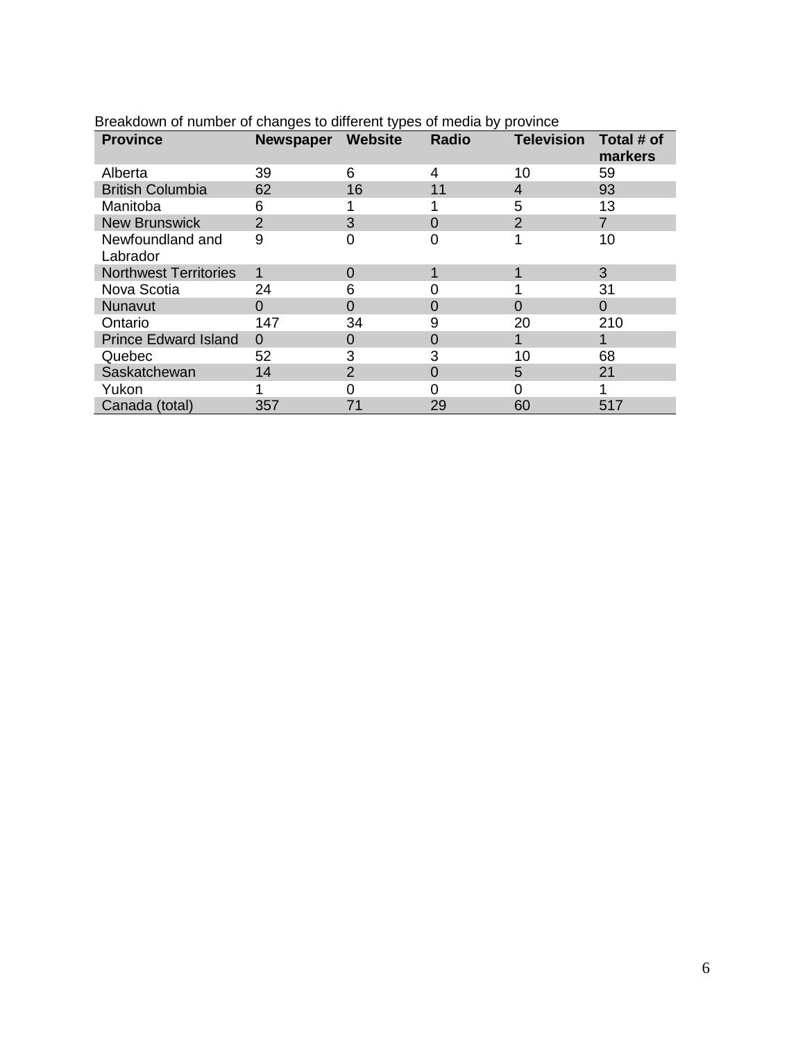Breakdown of number of changes to different types of media by province

| Province | Newspaper | Website | Radio | Television | Total # of markers |
|---|---|---|---|---|---|
| Alberta | 39 | 6 | 4 | 10 | 59 |
| British Columbia | 62 | 16 | 11 | 4 | 93 |
| Manitoba | 6 | 1 | 1 | 5 | 13 |
| New Brunswick | 2 | 3 | 0 | 2 | 7 |
| Newfoundland and Labrador | 9 | 0 | 0 | 1 | 10 |
| Northwest Territories | 1 | 0 | 1 | 1 | 3 |
| Nova Scotia | 24 | 6 | 0 | 1 | 31 |
| Nunavut | 0 | 0 | 0 | 0 | 0 |
| Ontario | 147 | 34 | 9 | 20 | 210 |
| Prince Edward Island | 0 | 0 | 0 | 1 | 1 |
| Quebec | 52 | 3 | 3 | 10 | 68 |
| Saskatchewan | 14 | 2 | 0 | 5 | 21 |
| Yukon | 1 | 0 | 0 | 0 | 1 |
| Canada (total) | 357 | 71 | 29 | 60 | 517 |